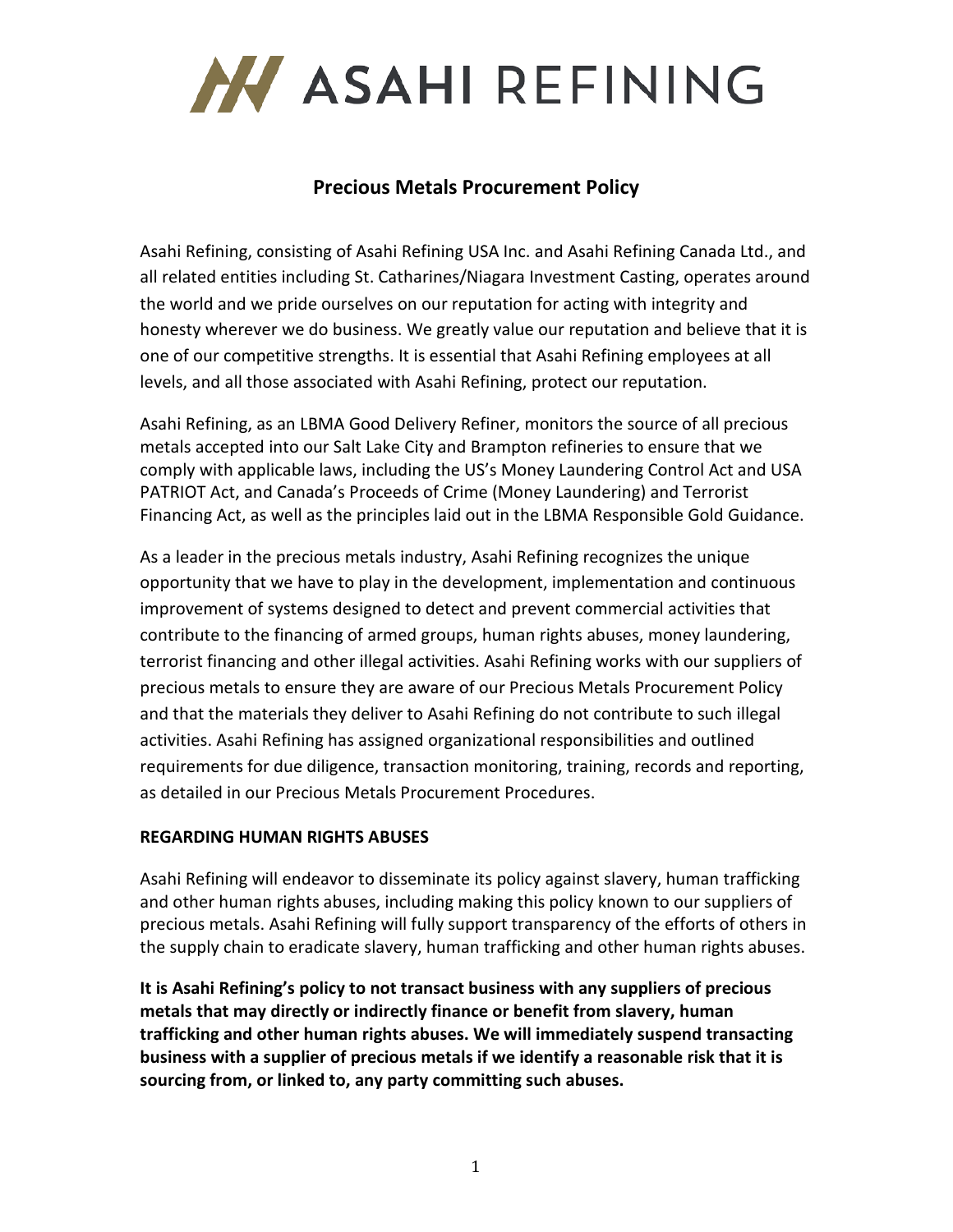# ASAHI REFINING

## Precious Metals Procurement Policy

Asahi Refining, consisting of Asahi Refining USA Inc. and Asahi Refining Canada Ltd., and all related entities including St. Catharines/Niagara Investment Casting, operates around the world and we pride ourselves on our reputation for acting with integrity and honesty wherever we do business. We greatly value our reputation and believe that it is one of our competitive strengths. It is essential that Asahi Refining employees at all levels, and all those associated with Asahi Refining, protect our reputation.

Asahi Refining, as an LBMA Good Delivery Refiner, monitors the source of all precious metals accepted into our Salt Lake City and Brampton refineries to ensure that we comply with applicable laws, including the US's Money Laundering Control Act and USA PATRIOT Act, and Canada's Proceeds of Crime (Money Laundering) and Terrorist Financing Act, as well as the principles laid out in the LBMA Responsible Gold Guidance.

As a leader in the precious metals industry, Asahi Refining recognizes the unique opportunity that we have to play in the development, implementation and continuous improvement of systems designed to detect and prevent commercial activities that contribute to the financing of armed groups, human rights abuses, money laundering, terrorist financing and other illegal activities. Asahi Refining works with our suppliers of precious metals to ensure they are aware of our Precious Metals Procurement Policy and that the materials they deliver to Asahi Refining do not contribute to such illegal activities. Asahi Refining has assigned organizational responsibilities and outlined requirements for due diligence, transaction monitoring, training, records and reporting, as detailed in our Precious Metals Procurement Procedures.

**REGARDING HUMAN RIGHTS ABUSES**

Asahi Refining will endeavor to disseminate its policy against slavery, human trafficking and other human rights abuses, including making this policy known to our suppliers of precious metals. Asahi Refining will fully support transparency of the efforts of others in the supply chain to eradicate slavery, human trafficking and other human rights abuses.

**It is Asahi Refining's policy to not transact business with any suppliers of precious metals that may directly or indirectly finance or benefit from slavery, human trafficking and other human rights abuses. We will immediately suspend transacting business with a supplier of precious metals if we identify a reasonable risk that it is sourcing from, or linked to, any party committing such abuses.**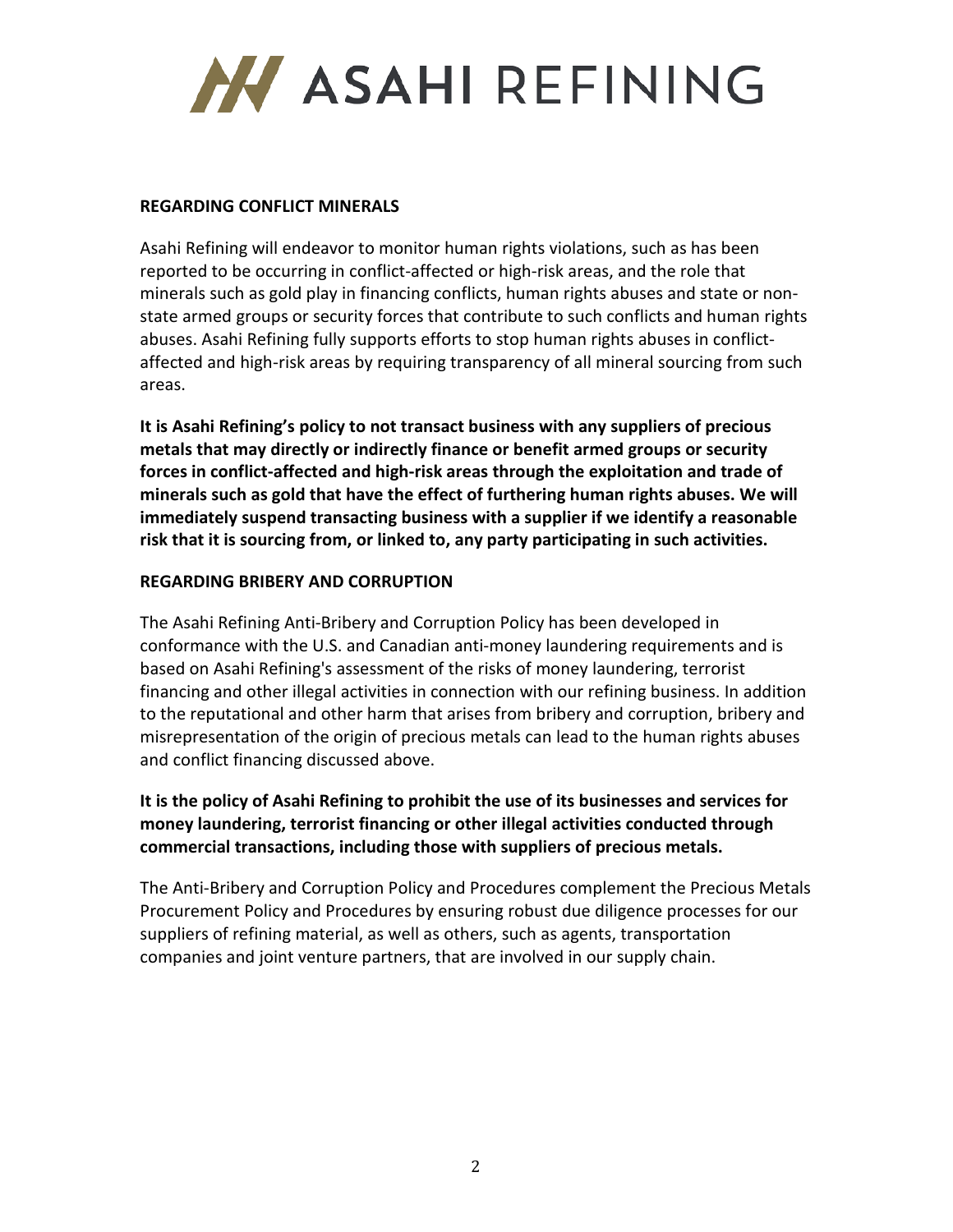**REGARDING CONFLICT MINERALS**

Asahi Refining will endeavor to monitor human rights violations, such as has been reported to be occurring in conflict-affected or high-risk areas, and the role that minerals such as gold play in financing conflicts, human rights abuses and state or non-state armed groups or security forces that contribute to such conflicts and human rights abuses. Asahi Refining fully supports efforts to stop human rights abuses in conflict-affected and high-risk areas by requiring transparency of all mineral sourcing from such areas.

**It is Asahi Refining's policy to not transact business with any suppliers of precious metals that may directly or indirectly finance or benefit armed groups or security forces in conflict-affected and high-risk areas through the exploitation and trade of minerals such as gold that have the effect of furthering human rights abuses. We will immediately suspend transacting business with a supplier if we identify a reasonable risk that it is sourcing from, or linked to, any party participating in such activities.**

**REGARDING BRIBERY AND CORRUPTION**

The Asahi Refining Anti-Bribery and Corruption Policy has been developed in conformance with the U.S. and Canadian anti-money laundering requirements and is based on Asahi Refining's assessment of the risks of money laundering, terrorist financing and other illegal activities in connection with our refining business. In addition to the reputational and other harm that arises from bribery and corruption, bribery and misrepresentation of the origin of precious metals can lead to the human rights abuses and conflict financing discussed above.

**It is the policy of Asahi Refining to prohibit the use of its businesses and services for money laundering, terrorist financing or other illegal activities conducted through commercial transactions, including those with suppliers of precious metals.**

The Anti-Bribery and Corruption Policy and Procedures complement the Precious Metals Procurement Policy and Procedures by ensuring robust due diligence processes for our suppliers of refining material, as well as others, such as agents, transportation companies and joint venture partners, that are involved in our supply chain.